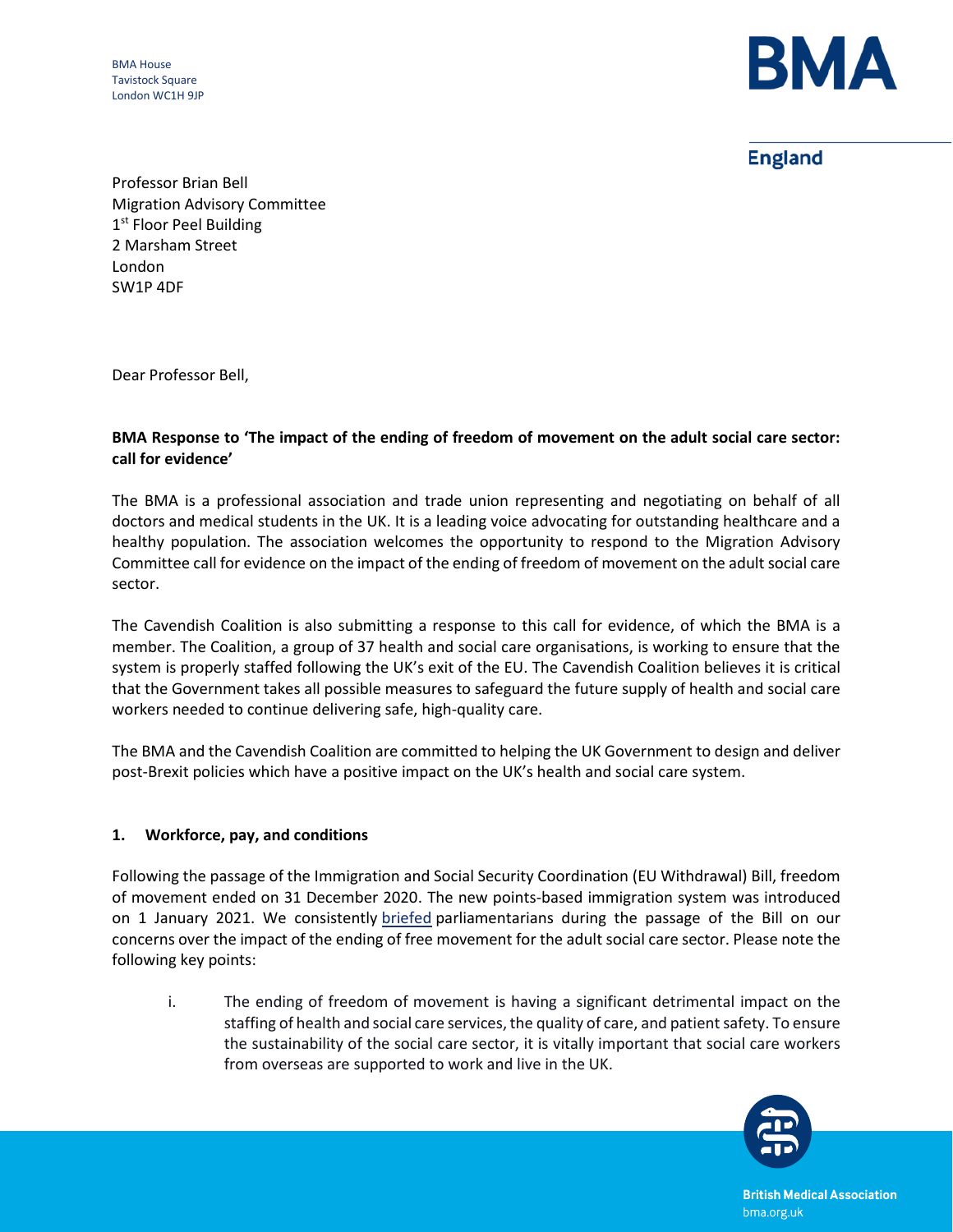BMA House
Tavistock Square
London WC1H 9JP

**BMA**

**England**

Professor Brian Bell
Migration Advisory Committee
1st Floor Peel Building
2 Marsham Street
London
SW1P 4DF

Dear Professor Bell,

**BMA Response to 'The impact of the ending of freedom of movement on the adult social care sector: call for evidence'**

The BMA is a professional association and trade union representing and negotiating on behalf of all doctors and medical students in the UK. It is a leading voice advocating for outstanding healthcare and a healthy population. The association welcomes the opportunity to respond to the Migration Advisory Committee call for evidence on the impact of the ending of freedom of movement on the adult social care sector.

The Cavendish Coalition is also submitting a response to this call for evidence, of which the BMA is a member. The Coalition, a group of 37 health and social care organisations, is working to ensure that the system is properly staffed following the UK's exit of the EU. The Cavendish Coalition believes it is critical that the Government takes all possible measures to safeguard the future supply of health and social care workers needed to continue delivering safe, high-quality care.

The BMA and the Cavendish Coalition are committed to helping the UK Government to design and deliver post-Brexit policies which have a positive impact on the UK's health and social care system.

**1. Workforce, pay, and conditions**

Following the passage of the Immigration and Social Security Coordination (EU Withdrawal) Bill, freedom of movement ended on 31 December 2020. The new points-based immigration system was introduced on 1 January 2021. We consistently briefed parliamentarians during the passage of the Bill on our concerns over the impact of the ending of free movement for the adult social care sector. Please note the following key points:

i. The ending of freedom of movement is having a significant detrimental impact on the staffing of health and social care services, the quality of care, and patient safety. To ensure the sustainability of the social care sector, it is vitally important that social care workers from overseas are supported to work and live in the UK.

British Medical Association
bma.org.uk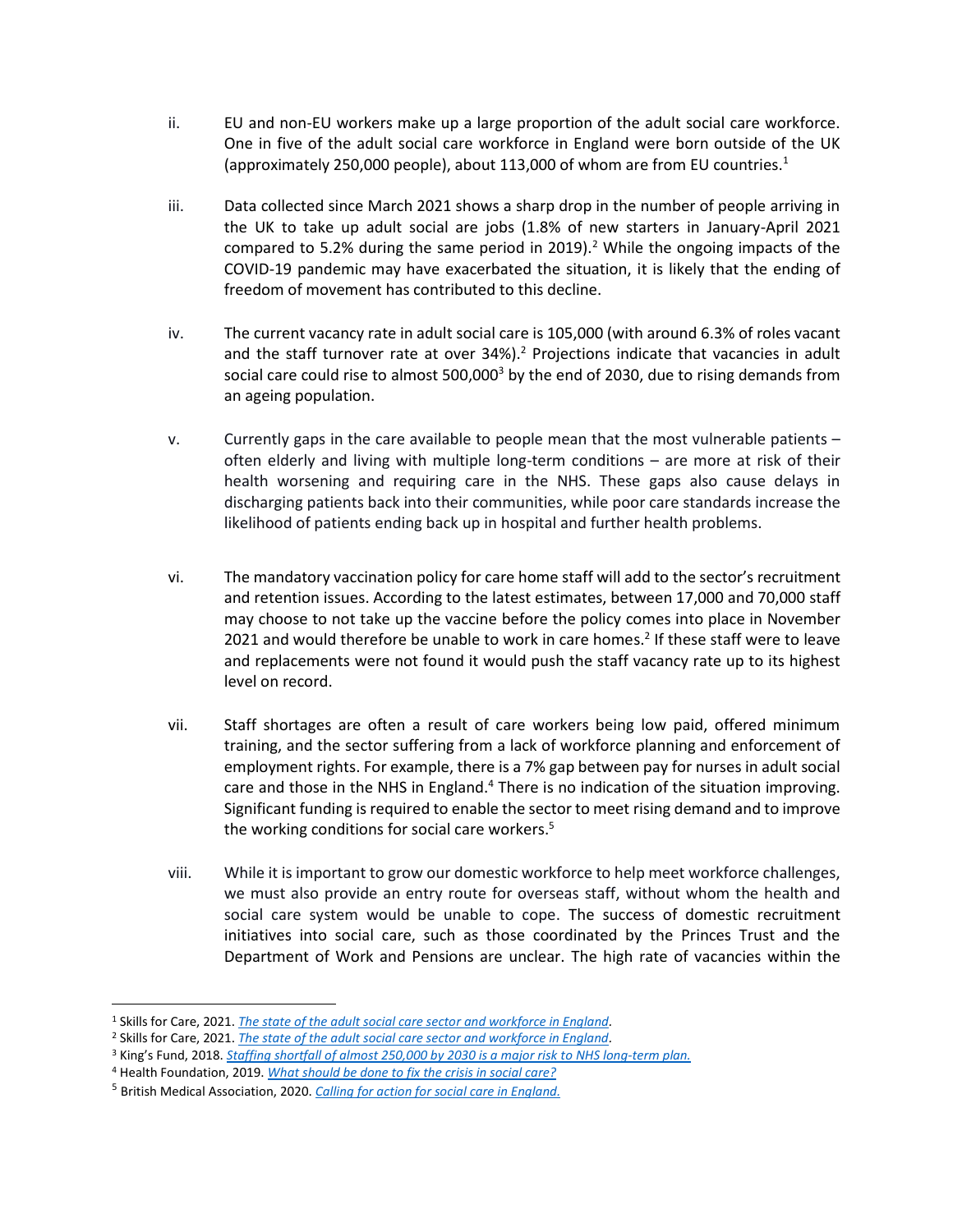ii. EU and non-EU workers make up a large proportion of the adult social care workforce. One in five of the adult social care workforce in England were born outside of the UK (approximately 250,000 people), about 113,000 of whom are from EU countries.[1]

iii. Data collected since March 2021 shows a sharp drop in the number of people arriving in the UK to take up adult social are jobs (1.8% of new starters in January-April 2021 compared to 5.2% during the same period in 2019).[2] While the ongoing impacts of the COVID-19 pandemic may have exacerbated the situation, it is likely that the ending of freedom of movement has contributed to this decline.

iv. The current vacancy rate in adult social care is 105,000 (with around 6.3% of roles vacant and the staff turnover rate at over 34%).[2] Projections indicate that vacancies in adult social care could rise to almost 500,000[3] by the end of 2030, due to rising demands from an ageing population.

v. Currently gaps in the care available to people mean that the most vulnerable patients – often elderly and living with multiple long-term conditions – are more at risk of their health worsening and requiring care in the NHS. These gaps also cause delays in discharging patients back into their communities, while poor care standards increase the likelihood of patients ending back up in hospital and further health problems.

vi. The mandatory vaccination policy for care home staff will add to the sector's recruitment and retention issues. According to the latest estimates, between 17,000 and 70,000 staff may choose to not take up the vaccine before the policy comes into place in November 2021 and would therefore be unable to work in care homes.[2] If these staff were to leave and replacements were not found it would push the staff vacancy rate up to its highest level on record.

vii. Staff shortages are often a result of care workers being low paid, offered minimum training, and the sector suffering from a lack of workforce planning and enforcement of employment rights. For example, there is a 7% gap between pay for nurses in adult social care and those in the NHS in England.[4] There is no indication of the situation improving. Significant funding is required to enable the sector to meet rising demand and to improve the working conditions for social care workers.[5]

viii. While it is important to grow our domestic workforce to help meet workforce challenges, we must also provide an entry route for overseas staff, without whom the health and social care system would be unable to cope. The success of domestic recruitment initiatives into social care, such as those coordinated by the Princes Trust and the Department of Work and Pensions are unclear. The high rate of vacancies within the

---

[1] Skills for Care, 2021. *The state of the adult social care sector and workforce in England.*

[2] Skills for Care, 2021. *The state of the adult social care sector and workforce in England*.

[3] King's Fund, 2018. *Staffing shortfall of almost 250,000 by 2030 is a major risk to NHS long-term plan.*

[4] Health Foundation, 2019. *What should be done to fix the crisis in social care?*

[5] British Medical Association, 2020. *Calling for action for social care in England.*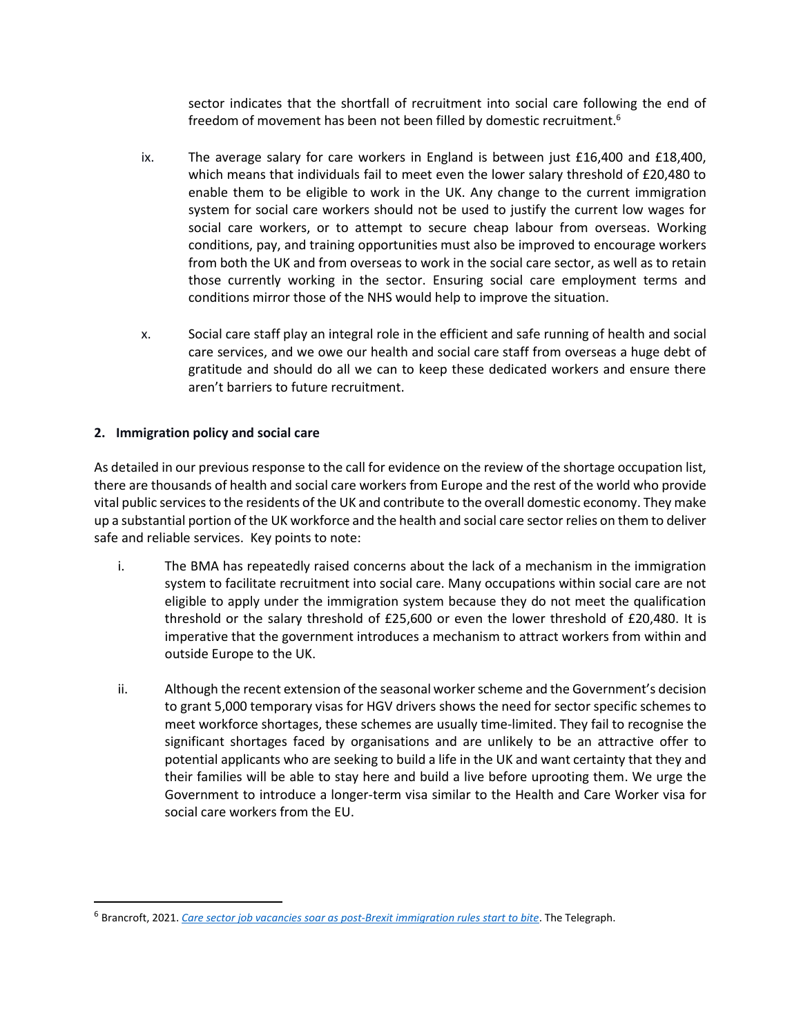sector indicates that the shortfall of recruitment into social care following the end of freedom of movement has been not been filled by domestic recruitment.[6]

ix. The average salary for care workers in England is between just £16,400 and £18,400, which means that individuals fail to meet even the lower salary threshold of £20,480 to enable them to be eligible to work in the UK. Any change to the current immigration system for social care workers should not be used to justify the current low wages for social care workers, or to attempt to secure cheap labour from overseas. Working conditions, pay, and training opportunities must also be improved to encourage workers from both the UK and from overseas to work in the social care sector, as well as to retain those currently working in the sector. Ensuring social care employment terms and conditions mirror those of the NHS would help to improve the situation.

x. Social care staff play an integral role in the efficient and safe running of health and social care services, and we owe our health and social care staff from overseas a huge debt of gratitude and should do all we can to keep these dedicated workers and ensure there aren't barriers to future recruitment.

## 2. Immigration policy and social care

As detailed in our previous response to the call for evidence on the review of the shortage occupation list, there are thousands of health and social care workers from Europe and the rest of the world who provide vital public services to the residents of the UK and contribute to the overall domestic economy. They make up a substantial portion of the UK workforce and the health and social care sector relies on them to deliver safe and reliable services. Key points to note:

i. The BMA has repeatedly raised concerns about the lack of a mechanism in the immigration system to facilitate recruitment into social care. Many occupations within social care are not eligible to apply under the immigration system because they do not meet the qualification threshold or the salary threshold of £25,600 or even the lower threshold of £20,480. It is imperative that the government introduces a mechanism to attract workers from within and outside Europe to the UK.

ii. Although the recent extension of the seasonal worker scheme and the Government's decision to grant 5,000 temporary visas for HGV drivers shows the need for sector specific schemes to meet workforce shortages, these schemes are usually time-limited. They fail to recognise the significant shortages faced by organisations and are unlikely to be an attractive offer to potential applicants who are seeking to build a life in the UK and want certainty that they and their families will be able to stay here and build a live before uprooting them. We urge the Government to introduce a longer-term visa similar to the Health and Care Worker visa for social care workers from the EU.

---

[6] Brancroft, 2021. *Care sector job vacancies soar as post-Brexit immigration rules start to bite*. The Telegraph.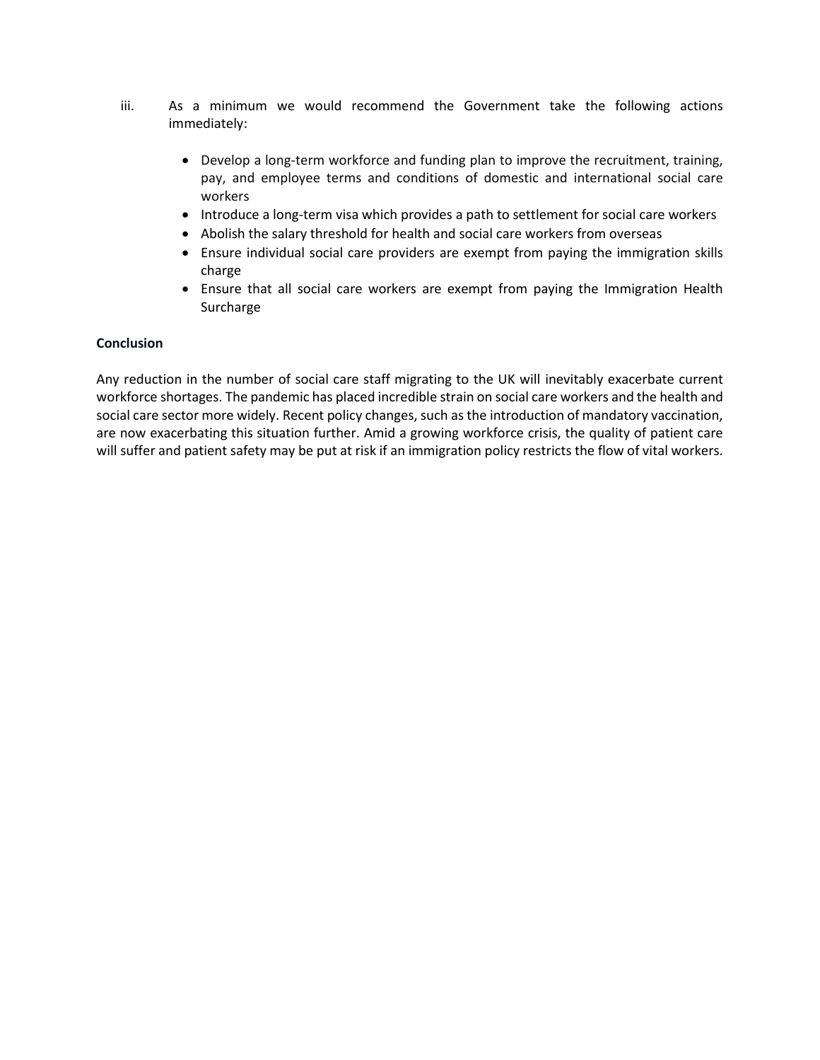iii. As a minimum we would recommend the Government take the following actions immediately:

- Develop a long-term workforce and funding plan to improve the recruitment, training, pay, and employee terms and conditions of domestic and international social care workers
- Introduce a long-term visa which provides a path to settlement for social care workers
- Abolish the salary threshold for health and social care workers from overseas
- Ensure individual social care providers are exempt from paying the immigration skills charge
- Ensure that all social care workers are exempt from paying the Immigration Health Surcharge

**Conclusion**

Any reduction in the number of social care staff migrating to the UK will inevitably exacerbate current workforce shortages. The pandemic has placed incredible strain on social care workers and the health and social care sector more widely. Recent policy changes, such as the introduction of mandatory vaccination, are now exacerbating this situation further. Amid a growing workforce crisis, the quality of patient care will suffer and patient safety may be put at risk if an immigration policy restricts the flow of vital workers.